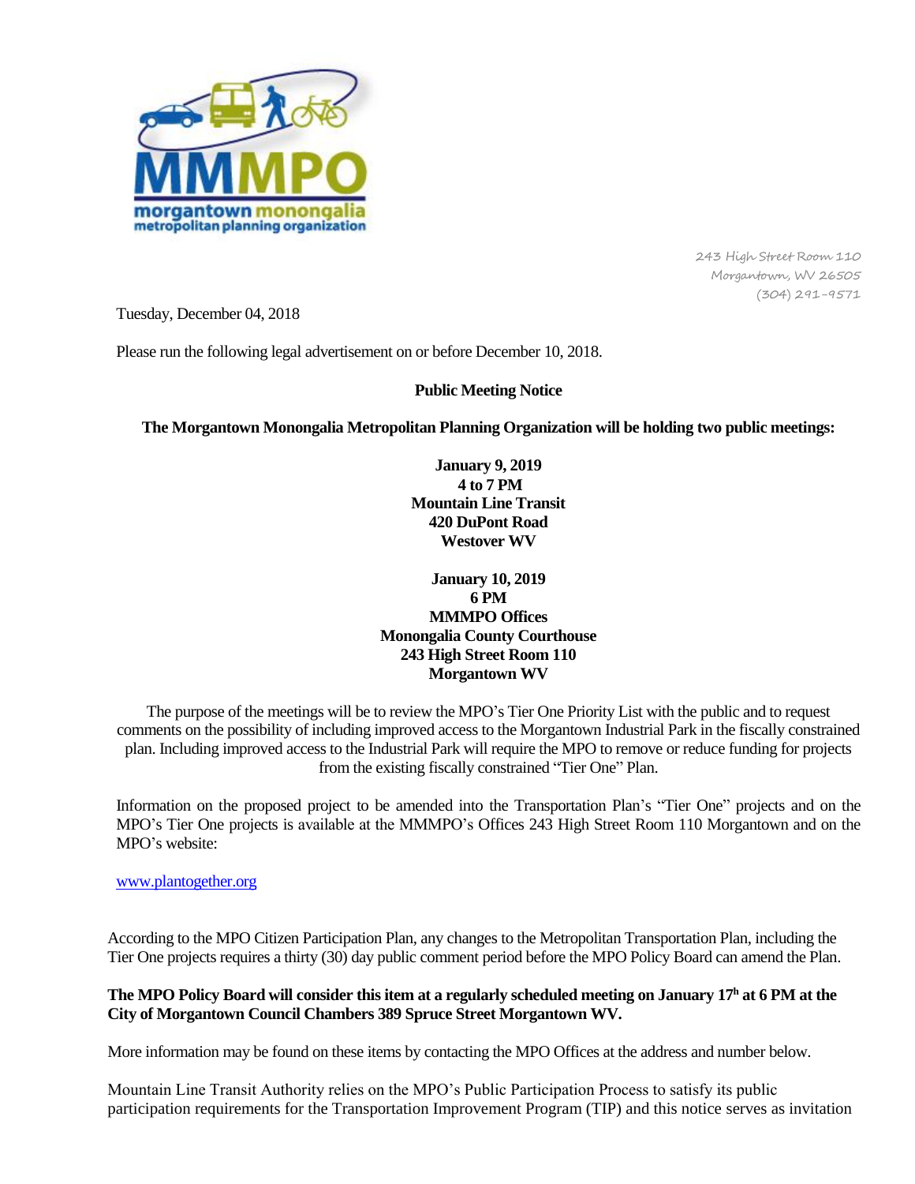MMMPO
morgantown monongalia
metropolitan planning organization

243 High Street Room 110
Morgantown, WV 26505
(304) 291-9571

Tuesday, December 04, 2018

Please run the following legal advertisement on or before December 10, 2018.

**Public Meeting Notice**

**The Morgantown Monongalia Metropolitan Planning Organization will be holding two public meetings:**

**January 9, 2019**
**4 to 7 PM**
**Mountain Line Transit**
**420 DuPont Road**
**Westover WV**

**January 10, 2019**
**6 PM**
**MMMPO Offices**
**Monongalia County Courthouse**
**243 High Street Room 110**
**Morgantown WV**

The purpose of the meetings will be to review the MPO's Tier One Priority List with the public and to request comments on the possibility of including improved access to the Morgantown Industrial Park in the fiscally constrained plan. Including improved access to the Industrial Park will require the MPO to remove or reduce funding for projects from the existing fiscally constrained "Tier One" Plan.

Information on the proposed project to be amended into the Transportation Plan's "Tier One" projects and on the MPO's Tier One projects is available at the MMMPO's Offices 243 High Street Room 110 Morgantown and on the MPO's website:

www.plantogether.org

According to the MPO Citizen Participation Plan, any changes to the Metropolitan Transportation Plan, including the Tier One projects requires a thirty (30) day public comment period before the MPO Policy Board can amend the Plan.

**The MPO Policy Board will consider this item at a regularly scheduled meeting on January 17h at 6 PM at the City of Morgantown Council Chambers 389 Spruce Street Morgantown WV.**

More information may be found on these items by contacting the MPO Offices at the address and number below.

Mountain Line Transit Authority relies on the MPO's Public Participation Process to satisfy its public participation requirements for the Transportation Improvement Program (TIP) and this notice serves as invitation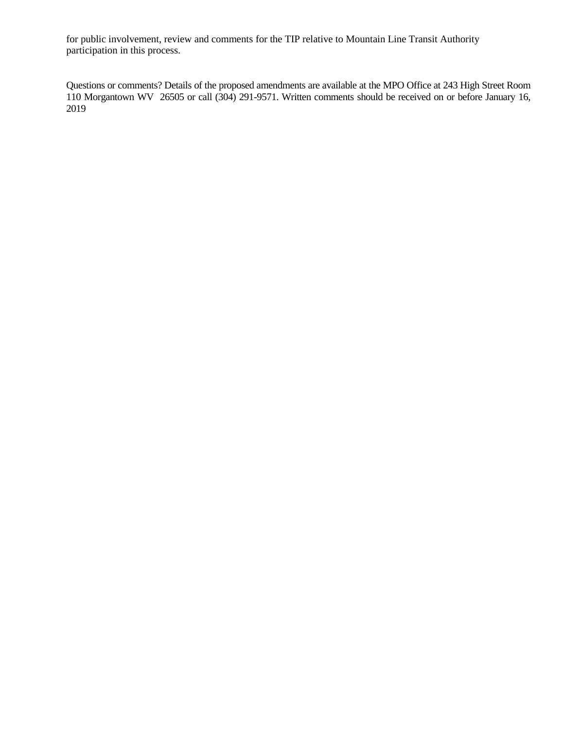for public involvement, review and comments for the TIP relative to Mountain Line Transit Authority participation in this process.

Questions or comments? Details of the proposed amendments are available at the MPO Office at 243 High Street Room 110 Morgantown WV 26505 or call (304) 291-9571. Written comments should be received on or before January 16, 2019